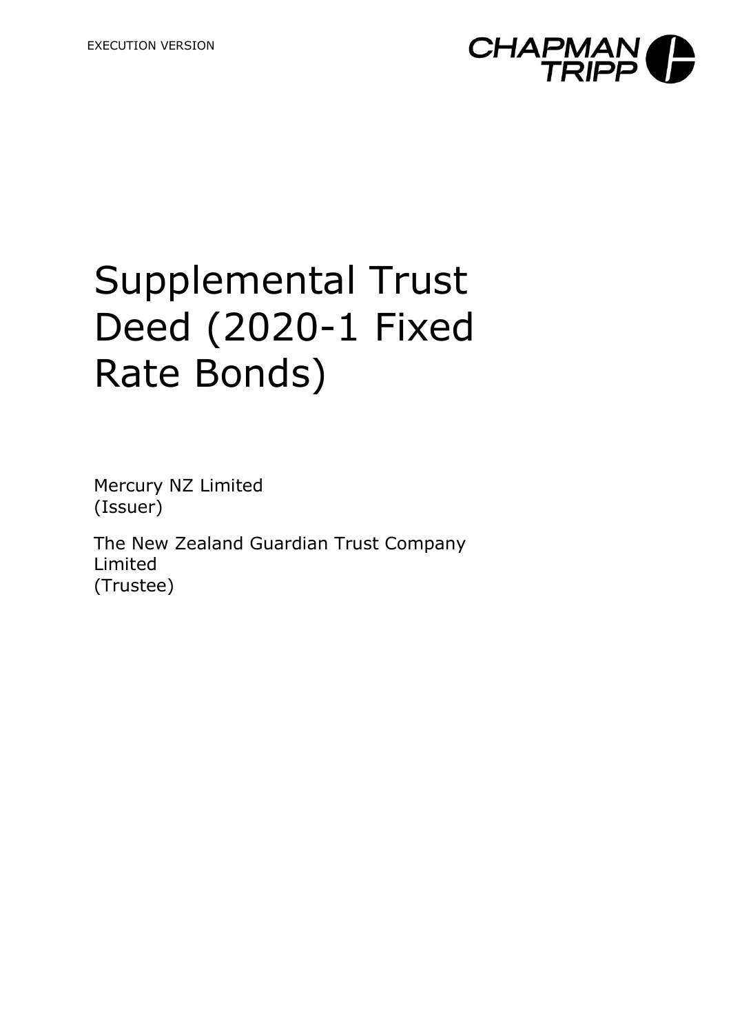EXECUTION VERSION

CHAPMAN TRIPP

# Supplemental Trust Deed (2020-1 Fixed Rate Bonds)

Mercury NZ Limited
(Issuer)

The New Zealand Guardian Trust Company Limited
(Trustee)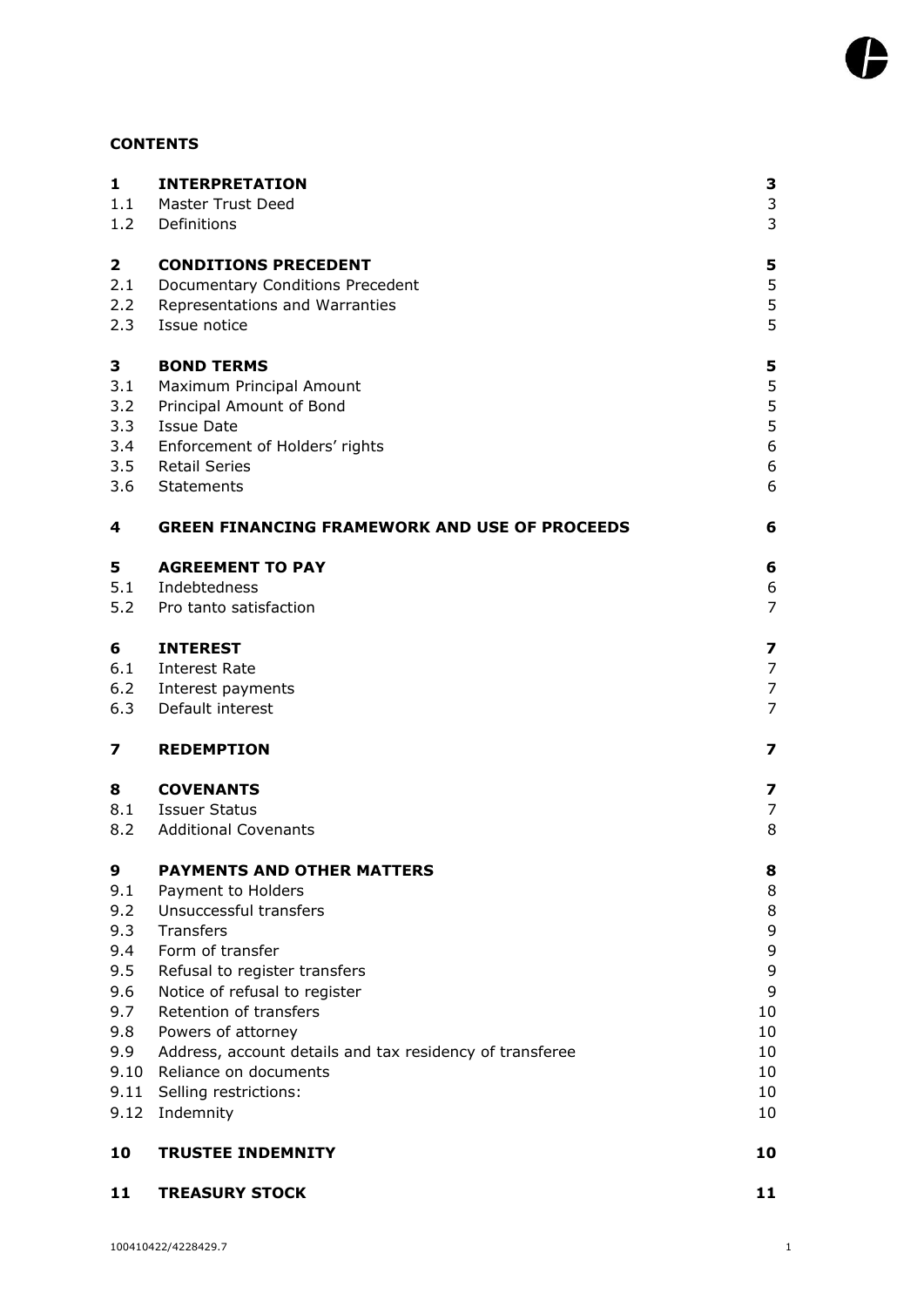**CONTENTS**

| | | |
|---|---|---|
| **1** | **INTERPRETATION** | **3** |
| 1.1 | Master Trust Deed | 3 |
| 1.2 | Definitions | 3 |
| **2** | **CONDITIONS PRECEDENT** | **5** |
| 2.1 | Documentary Conditions Precedent | 5 |
| 2.2 | Representations and Warranties | 5 |
| 2.3 | Issue notice | 5 |
| **3** | **BOND TERMS** | **5** |
| 3.1 | Maximum Principal Amount | 5 |
| 3.2 | Principal Amount of Bond | 5 |
| 3.3 | Issue Date | 5 |
| 3.4 | Enforcement of Holders' rights | 6 |
| 3.5 | Retail Series | 6 |
| 3.6 | Statements | 6 |
| **4** | **GREEN FINANCING FRAMEWORK AND USE OF PROCEEDS** | **6** |
| **5** | **AGREEMENT TO PAY** | **6** |
| 5.1 | Indebtedness | 6 |
| 5.2 | Pro tanto satisfaction | 7 |
| **6** | **INTEREST** | **7** |
| 6.1 | Interest Rate | 7 |
| 6.2 | Interest payments | 7 |
| 6.3 | Default interest | 7 |
| **7** | **REDEMPTION** | **7** |
| **8** | **COVENANTS** | **7** |
| 8.1 | Issuer Status | 7 |
| 8.2 | Additional Covenants | 8 |
| **9** | **PAYMENTS AND OTHER MATTERS** | **8** |
| 9.1 | Payment to Holders | 8 |
| 9.2 | Unsuccessful transfers | 8 |
| 9.3 | Transfers | 9 |
| 9.4 | Form of transfer | 9 |
| 9.5 | Refusal to register transfers | 9 |
| 9.6 | Notice of refusal to register | 9 |
| 9.7 | Retention of transfers | 10 |
| 9.8 | Powers of attorney | 10 |
| 9.9 | Address, account details and tax residency of transferee | 10 |
| 9.10 | Reliance on documents | 10 |
| 9.11 | Selling restrictions: | 10 |
| 9.12 | Indemnity | 10 |
| **10** | **TRUSTEE INDEMNITY** | **10** |
| **11** | **TREASURY STOCK** | **11** |

100410422/4228429.7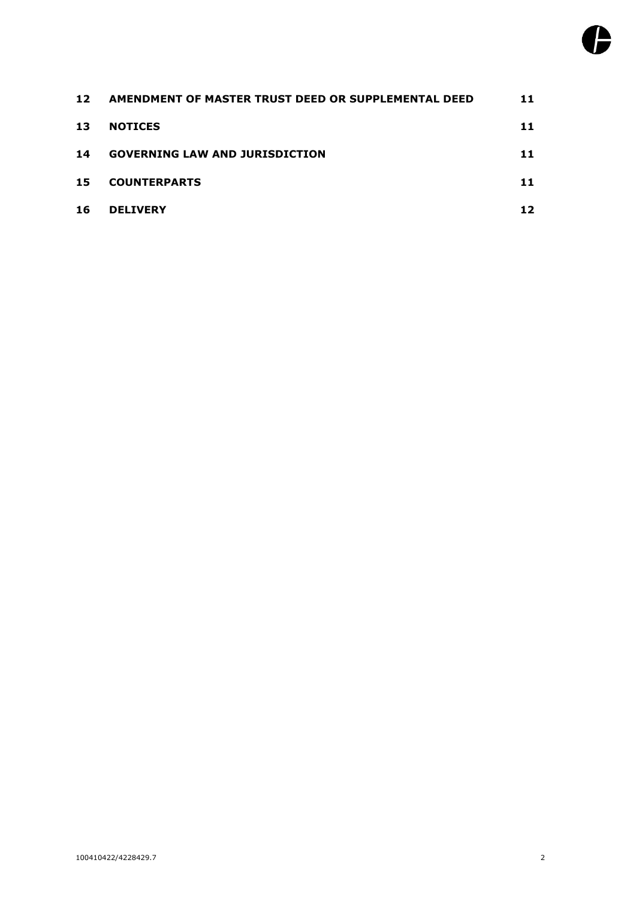| | | |
|---|---|---|
| **12** | **AMENDMENT OF MASTER TRUST DEED OR SUPPLEMENTAL DEED** | **11** |
| **13** | **NOTICES** | **11** |
| **14** | **GOVERNING LAW AND JURISDICTION** | **11** |
| **15** | **COUNTERPARTS** | **11** |
| **16** | **DELIVERY** | **12** |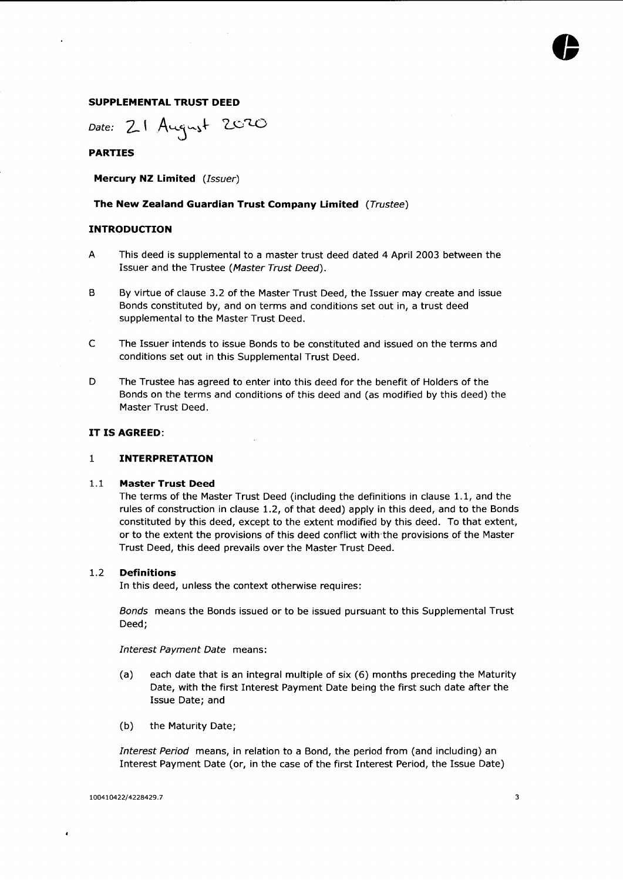## SUPPLEMENTAL TRUST DEED

Date: 21 August 2020

### PARTIES

**Mercury NZ Limited** (*Issuer*)

**The New Zealand Guardian Trust Company Limited** (*Trustee*)

### INTRODUCTION

A This deed is supplemental to a master trust deed dated 4 April 2003 between the Issuer and the Trustee (*Master Trust Deed*).

B By virtue of clause 3.2 of the Master Trust Deed, the Issuer may create and issue Bonds constituted by, and on terms and conditions set out in, a trust deed supplemental to the Master Trust Deed.

C The Issuer intends to issue Bonds to be constituted and issued on the terms and conditions set out in this Supplemental Trust Deed.

D The Trustee has agreed to enter into this deed for the benefit of Holders of the Bonds on the terms and conditions of this deed and (as modified by this deed) the Master Trust Deed.

### IT IS AGREED:

### 1 INTERPRETATION

#### 1.1 Master Trust Deed

The terms of the Master Trust Deed (including the definitions in clause 1.1, and the rules of construction in clause 1.2, of that deed) apply in this deed, and to the Bonds constituted by this deed, except to the extent modified by this deed. To that extent, or to the extent the provisions of this deed conflict with the provisions of the Master Trust Deed, this deed prevails over the Master Trust Deed.

#### 1.2 Definitions

In this deed, unless the context otherwise requires:

*Bonds* means the Bonds issued or to be issued pursuant to this Supplemental Trust Deed;

*Interest Payment Date* means:

(a) each date that is an integral multiple of six (6) months preceding the Maturity Date, with the first Interest Payment Date being the first such date after the Issue Date; and

(b) the Maturity Date;

*Interest Period* means, in relation to a Bond, the period from (and including) an Interest Payment Date (or, in the case of the first Interest Period, the Issue Date)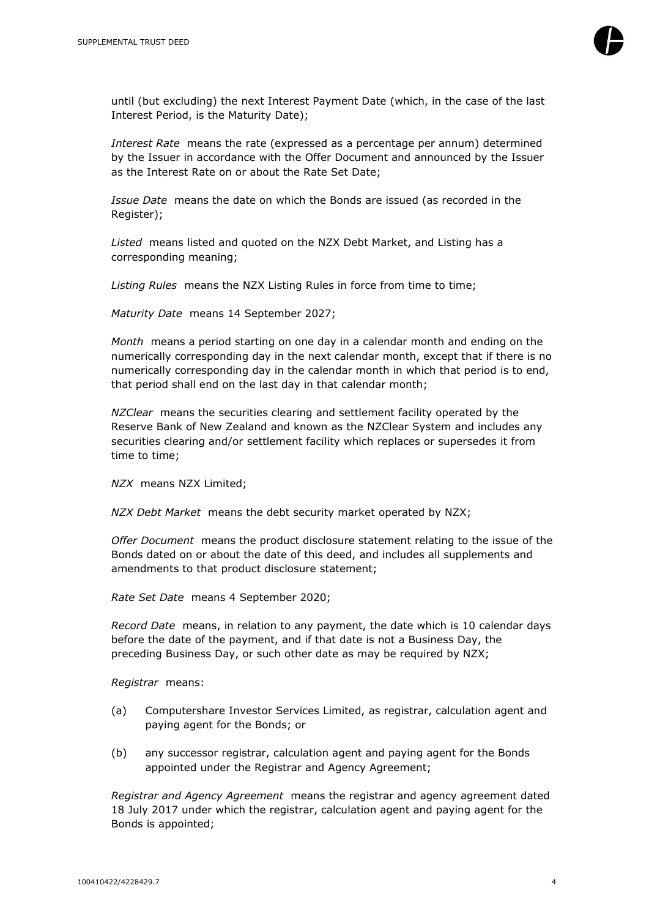until (but excluding) the next Interest Payment Date (which, in the case of the last Interest Period, is the Maturity Date);

*Interest Rate* means the rate (expressed as a percentage per annum) determined by the Issuer in accordance with the Offer Document and announced by the Issuer as the Interest Rate on or about the Rate Set Date;

*Issue Date* means the date on which the Bonds are issued (as recorded in the Register);

*Listed* means listed and quoted on the NZX Debt Market, and Listing has a corresponding meaning;

*Listing Rules* means the NZX Listing Rules in force from time to time;

*Maturity Date* means 14 September 2027;

*Month* means a period starting on one day in a calendar month and ending on the numerically corresponding day in the next calendar month, except that if there is no numerically corresponding day in the calendar month in which that period is to end, that period shall end on the last day in that calendar month;

*NZClear* means the securities clearing and settlement facility operated by the Reserve Bank of New Zealand and known as the NZClear System and includes any securities clearing and/or settlement facility which replaces or supersedes it from time to time;

*NZX* means NZX Limited;

*NZX Debt Market* means the debt security market operated by NZX;

*Offer Document* means the product disclosure statement relating to the issue of the Bonds dated on or about the date of this deed, and includes all supplements and amendments to that product disclosure statement;

*Rate Set Date* means 4 September 2020;

*Record Date* means, in relation to any payment, the date which is 10 calendar days before the date of the payment, and if that date is not a Business Day, the preceding Business Day, or such other date as may be required by NZX;

*Registrar* means:

(a) Computershare Investor Services Limited, as registrar, calculation agent and paying agent for the Bonds; or

(b) any successor registrar, calculation agent and paying agent for the Bonds appointed under the Registrar and Agency Agreement;

*Registrar and Agency Agreement* means the registrar and agency agreement dated 18 July 2017 under which the registrar, calculation agent and paying agent for the Bonds is appointed;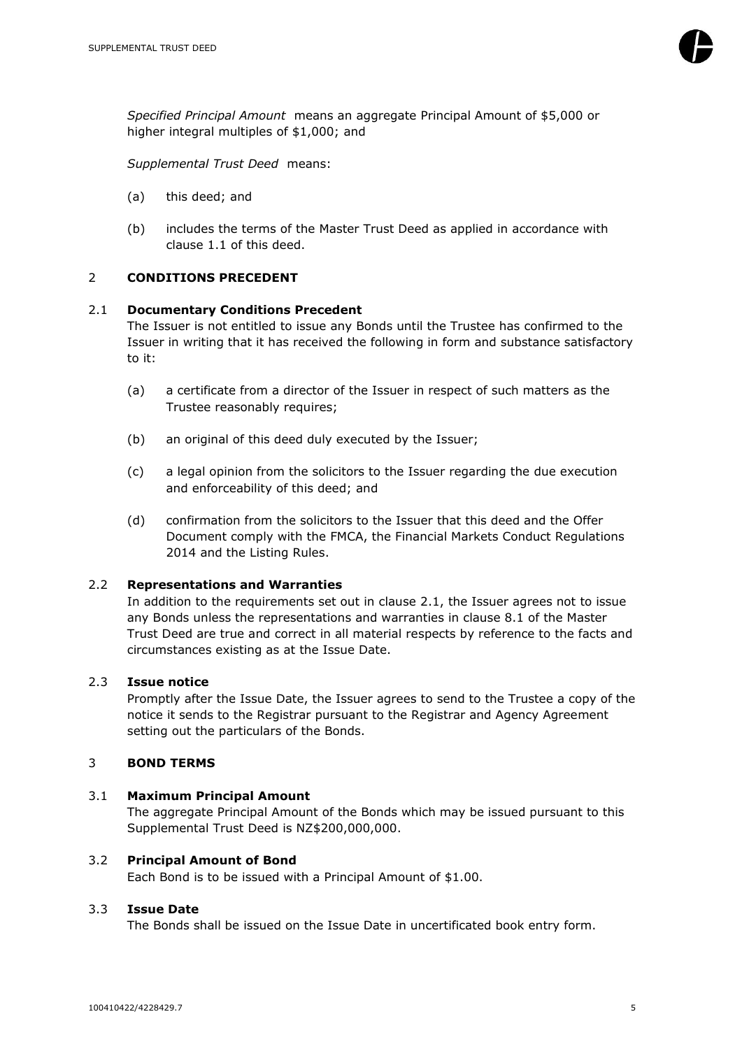*Specified Principal Amount* means an aggregate Principal Amount of $5,000 or higher integral multiples of $1,000; and

*Supplemental Trust Deed* means:

(a) this deed; and

(b) includes the terms of the Master Trust Deed as applied in accordance with clause 1.1 of this deed.

## 2 CONDITIONS PRECEDENT

### 2.1 Documentary Conditions Precedent

The Issuer is not entitled to issue any Bonds until the Trustee has confirmed to the Issuer in writing that it has received the following in form and substance satisfactory to it:

(a) a certificate from a director of the Issuer in respect of such matters as the Trustee reasonably requires;

(b) an original of this deed duly executed by the Issuer;

(c) a legal opinion from the solicitors to the Issuer regarding the due execution and enforceability of this deed; and

(d) confirmation from the solicitors to the Issuer that this deed and the Offer Document comply with the FMCA, the Financial Markets Conduct Regulations 2014 and the Listing Rules.

### 2.2 Representations and Warranties

In addition to the requirements set out in clause 2.1, the Issuer agrees not to issue any Bonds unless the representations and warranties in clause 8.1 of the Master Trust Deed are true and correct in all material respects by reference to the facts and circumstances existing as at the Issue Date.

### 2.3 Issue notice

Promptly after the Issue Date, the Issuer agrees to send to the Trustee a copy of the notice it sends to the Registrar pursuant to the Registrar and Agency Agreement setting out the particulars of the Bonds.

## 3 BOND TERMS

### 3.1 Maximum Principal Amount

The aggregate Principal Amount of the Bonds which may be issued pursuant to this Supplemental Trust Deed is NZ$200,000,000.

### 3.2 Principal Amount of Bond

Each Bond is to be issued with a Principal Amount of $1.00.

### 3.3 Issue Date

The Bonds shall be issued on the Issue Date in uncertificated book entry form.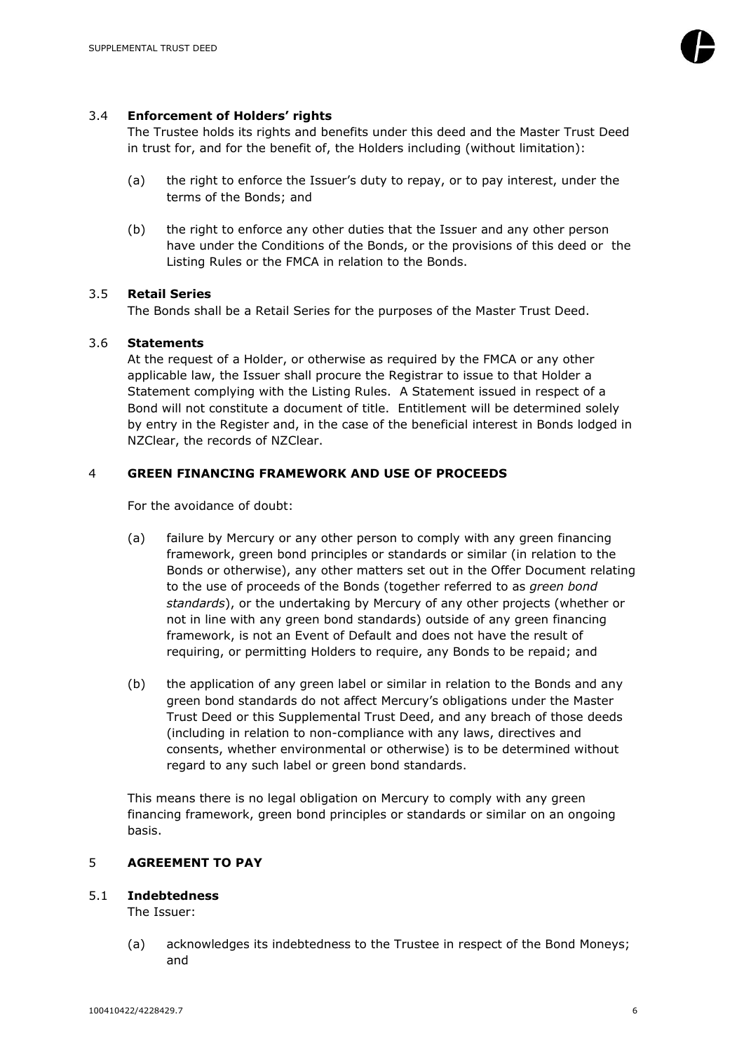### 3.4 Enforcement of Holders' rights

The Trustee holds its rights and benefits under this deed and the Master Trust Deed in trust for, and for the benefit of, the Holders including (without limitation):

(a) the right to enforce the Issuer's duty to repay, or to pay interest, under the terms of the Bonds; and

(b) the right to enforce any other duties that the Issuer and any other person have under the Conditions of the Bonds, or the provisions of this deed or the Listing Rules or the FMCA in relation to the Bonds.

### 3.5 Retail Series

The Bonds shall be a Retail Series for the purposes of the Master Trust Deed.

### 3.6 Statements

At the request of a Holder, or otherwise as required by the FMCA or any other applicable law, the Issuer shall procure the Registrar to issue to that Holder a Statement complying with the Listing Rules. A Statement issued in respect of a Bond will not constitute a document of title. Entitlement will be determined solely by entry in the Register and, in the case of the beneficial interest in Bonds lodged in NZClear, the records of NZClear.

## 4 GREEN FINANCING FRAMEWORK AND USE OF PROCEEDS

For the avoidance of doubt:

(a) failure by Mercury or any other person to comply with any green financing framework, green bond principles or standards or similar (in relation to the Bonds or otherwise), any other matters set out in the Offer Document relating to the use of proceeds of the Bonds (together referred to as *green bond standards*), or the undertaking by Mercury of any other projects (whether or not in line with any green bond standards) outside of any green financing framework, is not an Event of Default and does not have the result of requiring, or permitting Holders to require, any Bonds to be repaid; and

(b) the application of any green label or similar in relation to the Bonds and any green bond standards do not affect Mercury's obligations under the Master Trust Deed or this Supplemental Trust Deed, and any breach of those deeds (including in relation to non-compliance with any laws, directives and consents, whether environmental or otherwise) is to be determined without regard to any such label or green bond standards.

This means there is no legal obligation on Mercury to comply with any green financing framework, green bond principles or standards or similar on an ongoing basis.

## 5 AGREEMENT TO PAY

### 5.1 Indebtedness

The Issuer:

(a) acknowledges its indebtedness to the Trustee in respect of the Bond Moneys; and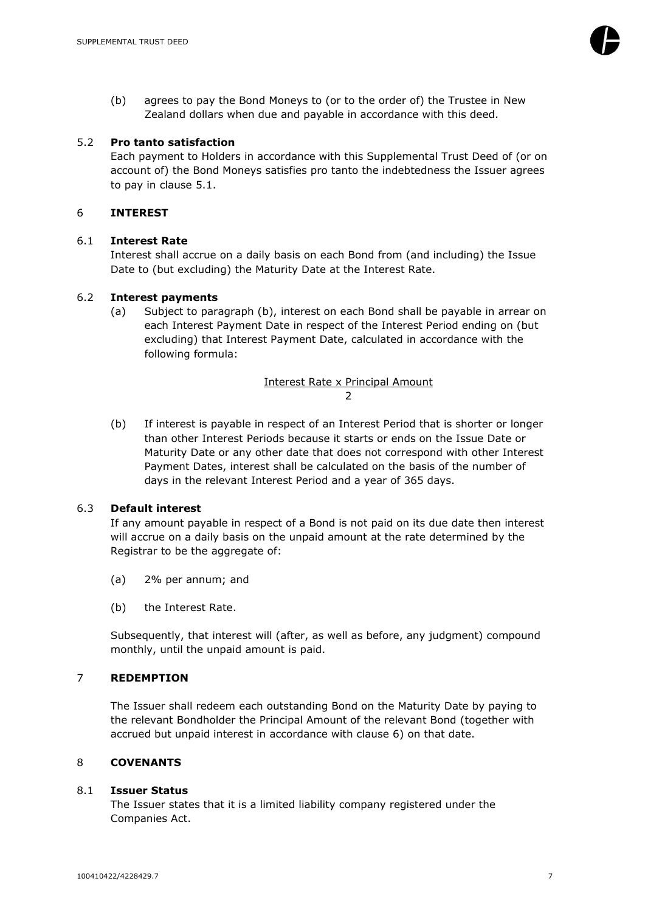(b) agrees to pay the Bond Moneys to (or to the order of) the Trustee in New Zealand dollars when due and payable in accordance with this deed.

### 5.2 Pro tanto satisfaction

Each payment to Holders in accordance with this Supplemental Trust Deed of (or on account of) the Bond Moneys satisfies pro tanto the indebtedness the Issuer agrees to pay in clause 5.1.

## 6 INTEREST

### 6.1 Interest Rate

Interest shall accrue on a daily basis on each Bond from (and including) the Issue Date to (but excluding) the Maturity Date at the Interest Rate.

### 6.2 Interest payments

(a) Subject to paragraph (b), interest on each Bond shall be payable in arrear on each Interest Payment Date in respect of the Interest Period ending on (but excluding) that Interest Payment Date, calculated in accordance with the following formula:

$$\frac{\text{Interest Rate x Principal Amount}}{2}$$

(b) If interest is payable in respect of an Interest Period that is shorter or longer than other Interest Periods because it starts or ends on the Issue Date or Maturity Date or any other date that does not correspond with other Interest Payment Dates, interest shall be calculated on the basis of the number of days in the relevant Interest Period and a year of 365 days.

### 6.3 Default interest

If any amount payable in respect of a Bond is not paid on its due date then interest will accrue on a daily basis on the unpaid amount at the rate determined by the Registrar to be the aggregate of:

(a) 2% per annum; and

(b) the Interest Rate.

Subsequently, that interest will (after, as well as before, any judgment) compound monthly, until the unpaid amount is paid.

## 7 REDEMPTION

The Issuer shall redeem each outstanding Bond on the Maturity Date by paying to the relevant Bondholder the Principal Amount of the relevant Bond (together with accrued but unpaid interest in accordance with clause 6) on that date.

## 8 COVENANTS

### 8.1 Issuer Status

The Issuer states that it is a limited liability company registered under the Companies Act.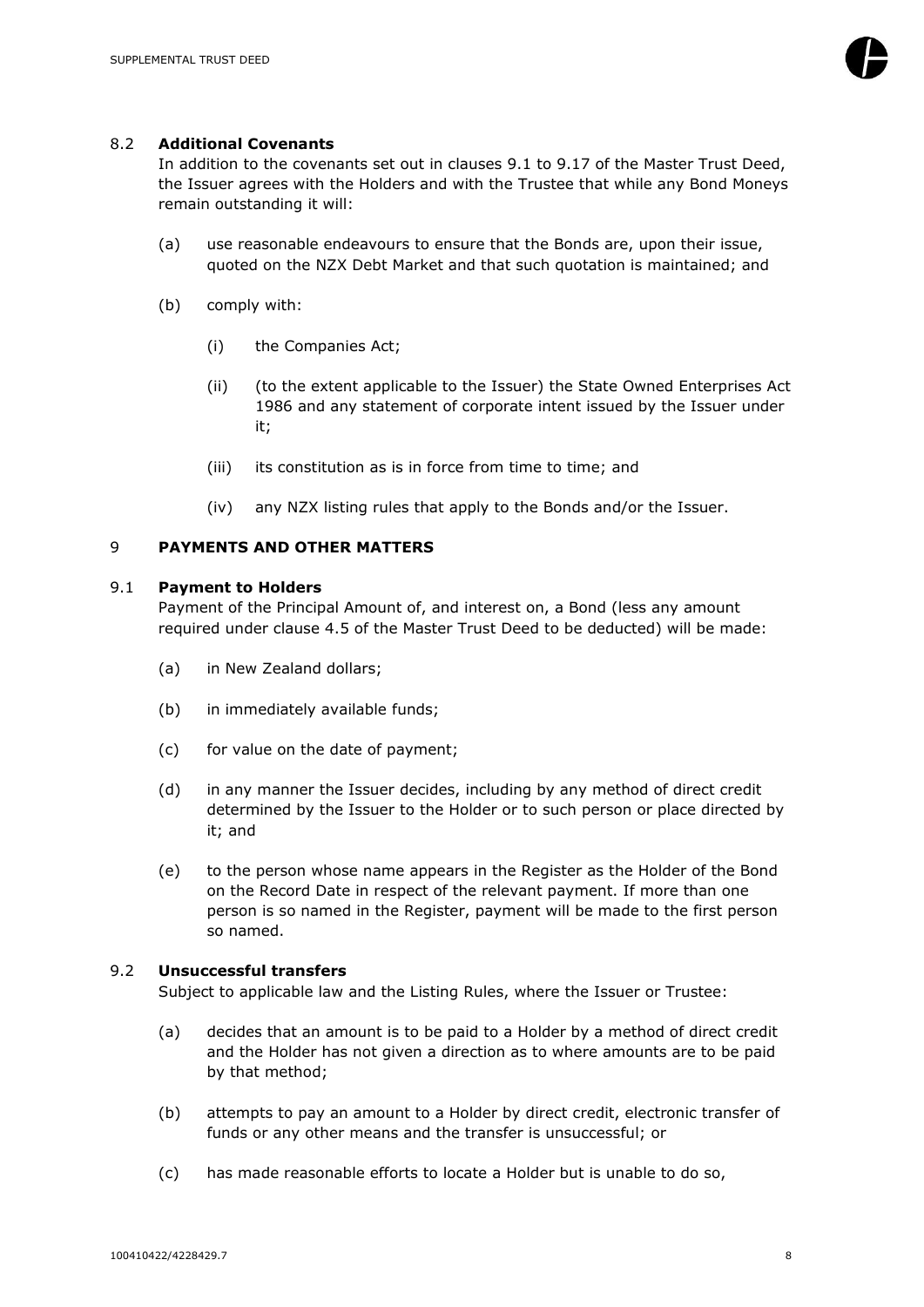### 8.2 Additional Covenants

In addition to the covenants set out in clauses 9.1 to 9.17 of the Master Trust Deed, the Issuer agrees with the Holders and with the Trustee that while any Bond Moneys remain outstanding it will:

(a) use reasonable endeavours to ensure that the Bonds are, upon their issue, quoted on the NZX Debt Market and that such quotation is maintained; and

(b) comply with:

 (i) the Companies Act;

 (ii) (to the extent applicable to the Issuer) the State Owned Enterprises Act 1986 and any statement of corporate intent issued by the Issuer under it;

 (iii) its constitution as is in force from time to time; and

 (iv) any NZX listing rules that apply to the Bonds and/or the Issuer.

## 9 PAYMENTS AND OTHER MATTERS

### 9.1 Payment to Holders

Payment of the Principal Amount of, and interest on, a Bond (less any amount required under clause 4.5 of the Master Trust Deed to be deducted) will be made:

(a) in New Zealand dollars;

(b) in immediately available funds;

(c) for value on the date of payment;

(d) in any manner the Issuer decides, including by any method of direct credit determined by the Issuer to the Holder or to such person or place directed by it; and

(e) to the person whose name appears in the Register as the Holder of the Bond on the Record Date in respect of the relevant payment. If more than one person is so named in the Register, payment will be made to the first person so named.

### 9.2 Unsuccessful transfers

Subject to applicable law and the Listing Rules, where the Issuer or Trustee:

(a) decides that an amount is to be paid to a Holder by a method of direct credit and the Holder has not given a direction as to where amounts are to be paid by that method;

(b) attempts to pay an amount to a Holder by direct credit, electronic transfer of funds or any other means and the transfer is unsuccessful; or

(c) has made reasonable efforts to locate a Holder but is unable to do so,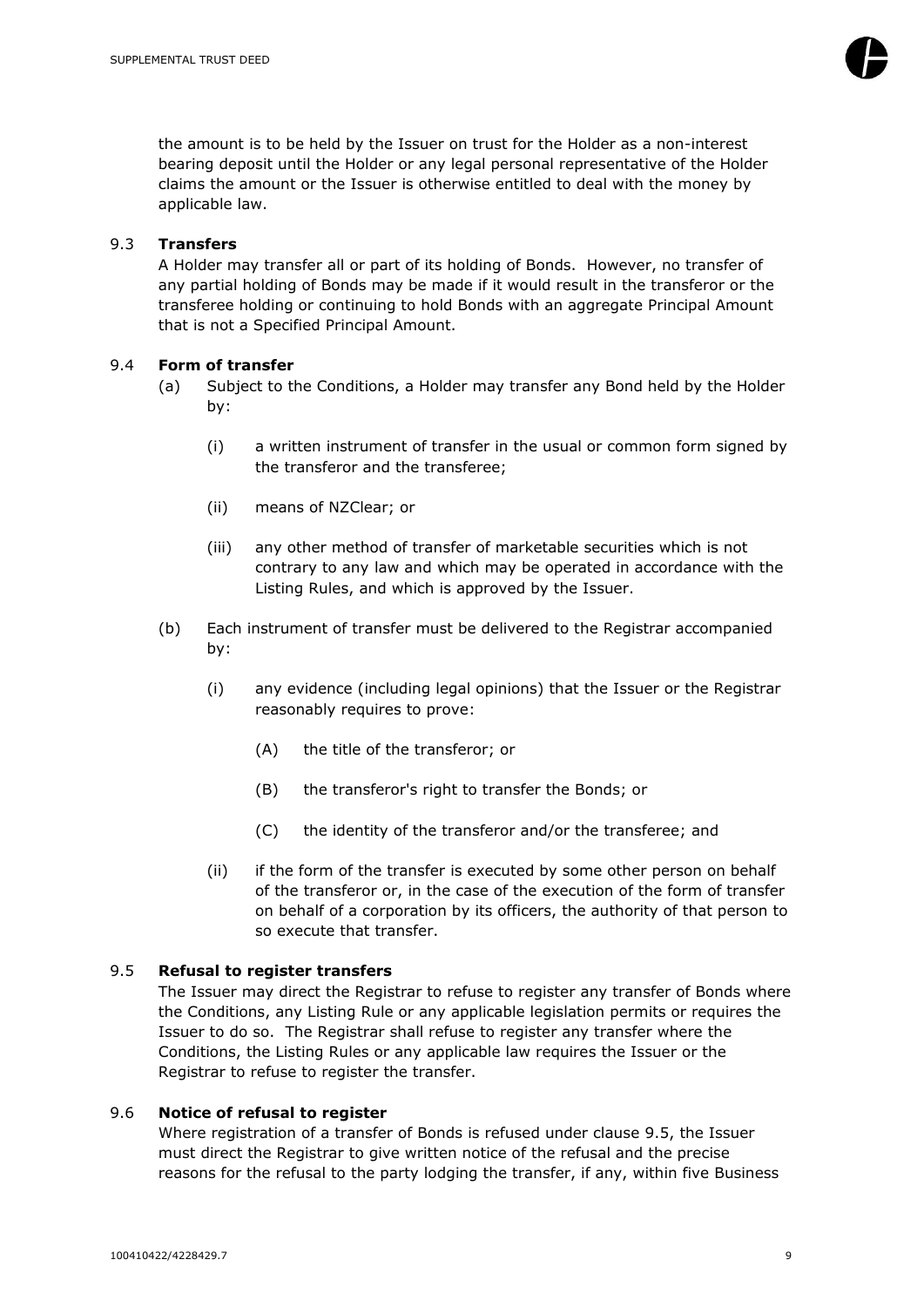the amount is to be held by the Issuer on trust for the Holder as a non-interest bearing deposit until the Holder or any legal personal representative of the Holder claims the amount or the Issuer is otherwise entitled to deal with the money by applicable law.

### 9.3 **Transfers**

A Holder may transfer all or part of its holding of Bonds. However, no transfer of any partial holding of Bonds may be made if it would result in the transferor or the transferee holding or continuing to hold Bonds with an aggregate Principal Amount that is not a Specified Principal Amount.

### 9.4 **Form of transfer**

(a) Subject to the Conditions, a Holder may transfer any Bond held by the Holder by:

   (i) a written instrument of transfer in the usual or common form signed by the transferor and the transferee;

   (ii) means of NZClear; or

   (iii) any other method of transfer of marketable securities which is not contrary to any law and which may be operated in accordance with the Listing Rules, and which is approved by the Issuer.

(b) Each instrument of transfer must be delivered to the Registrar accompanied by:

   (i) any evidence (including legal opinions) that the Issuer or the Registrar reasonably requires to prove:

      (A) the title of the transferor; or

      (B) the transferor's right to transfer the Bonds; or

      (C) the identity of the transferor and/or the transferee; and

   (ii) if the form of the transfer is executed by some other person on behalf of the transferor or, in the case of the execution of the form of transfer on behalf of a corporation by its officers, the authority of that person to so execute that transfer.

### 9.5 **Refusal to register transfers**

The Issuer may direct the Registrar to refuse to register any transfer of Bonds where the Conditions, any Listing Rule or any applicable legislation permits or requires the Issuer to do so. The Registrar shall refuse to register any transfer where the Conditions, the Listing Rules or any applicable law requires the Issuer or the Registrar to refuse to register the transfer.

### 9.6 **Notice of refusal to register**

Where registration of a transfer of Bonds is refused under clause 9.5, the Issuer must direct the Registrar to give written notice of the refusal and the precise reasons for the refusal to the party lodging the transfer, if any, within five Business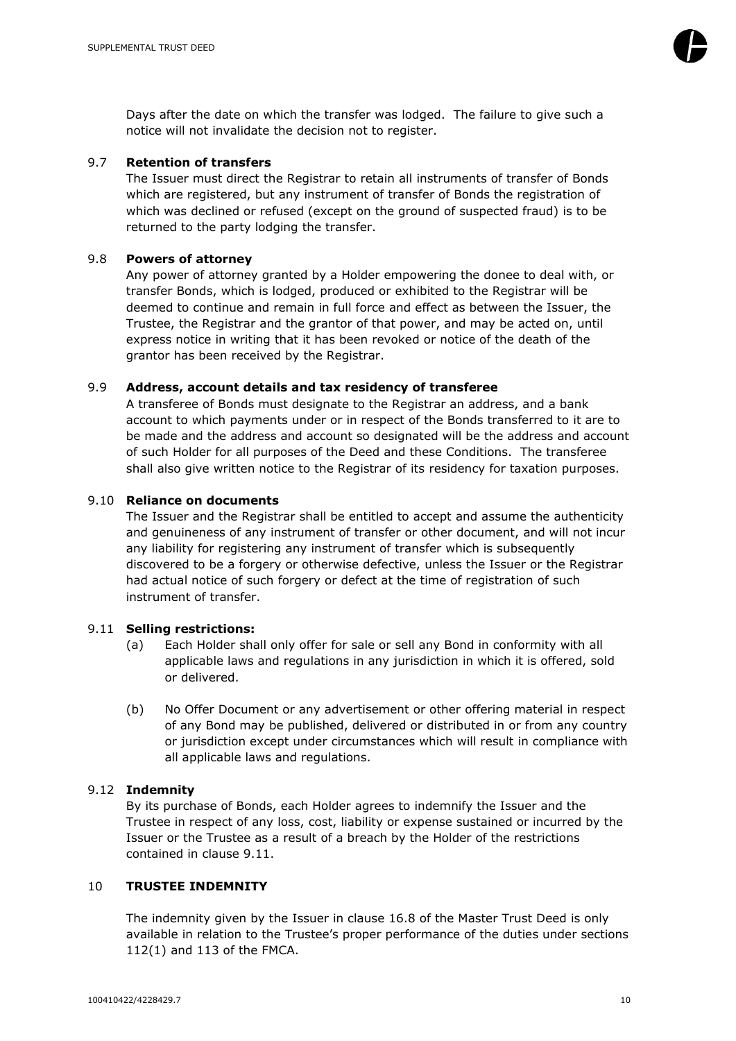Days after the date on which the transfer was lodged. The failure to give such a notice will not invalidate the decision not to register.

### 9.7 **Retention of transfers**

The Issuer must direct the Registrar to retain all instruments of transfer of Bonds which are registered, but any instrument of transfer of Bonds the registration of which was declined or refused (except on the ground of suspected fraud) is to be returned to the party lodging the transfer.

### 9.8 **Powers of attorney**

Any power of attorney granted by a Holder empowering the donee to deal with, or transfer Bonds, which is lodged, produced or exhibited to the Registrar will be deemed to continue and remain in full force and effect as between the Issuer, the Trustee, the Registrar and the grantor of that power, and may be acted on, until express notice in writing that it has been revoked or notice of the death of the grantor has been received by the Registrar.

### 9.9 **Address, account details and tax residency of transferee**

A transferee of Bonds must designate to the Registrar an address, and a bank account to which payments under or in respect of the Bonds transferred to it are to be made and the address and account so designated will be the address and account of such Holder for all purposes of the Deed and these Conditions. The transferee shall also give written notice to the Registrar of its residency for taxation purposes.

### 9.10 **Reliance on documents**

The Issuer and the Registrar shall be entitled to accept and assume the authenticity and genuineness of any instrument of transfer or other document, and will not incur any liability for registering any instrument of transfer which is subsequently discovered to be a forgery or otherwise defective, unless the Issuer or the Registrar had actual notice of such forgery or defect at the time of registration of such instrument of transfer.

### 9.11 **Selling restrictions:**

(a) Each Holder shall only offer for sale or sell any Bond in conformity with all applicable laws and regulations in any jurisdiction in which it is offered, sold or delivered.

(b) No Offer Document or any advertisement or other offering material in respect of any Bond may be published, delivered or distributed in or from any country or jurisdiction except under circumstances which will result in compliance with all applicable laws and regulations.

### 9.12 **Indemnity**

By its purchase of Bonds, each Holder agrees to indemnify the Issuer and the Trustee in respect of any loss, cost, liability or expense sustained or incurred by the Issuer or the Trustee as a result of a breach by the Holder of the restrictions contained in clause 9.11.

## 10 **TRUSTEE INDEMNITY**

The indemnity given by the Issuer in clause 16.8 of the Master Trust Deed is only available in relation to the Trustee's proper performance of the duties under sections 112(1) and 113 of the FMCA.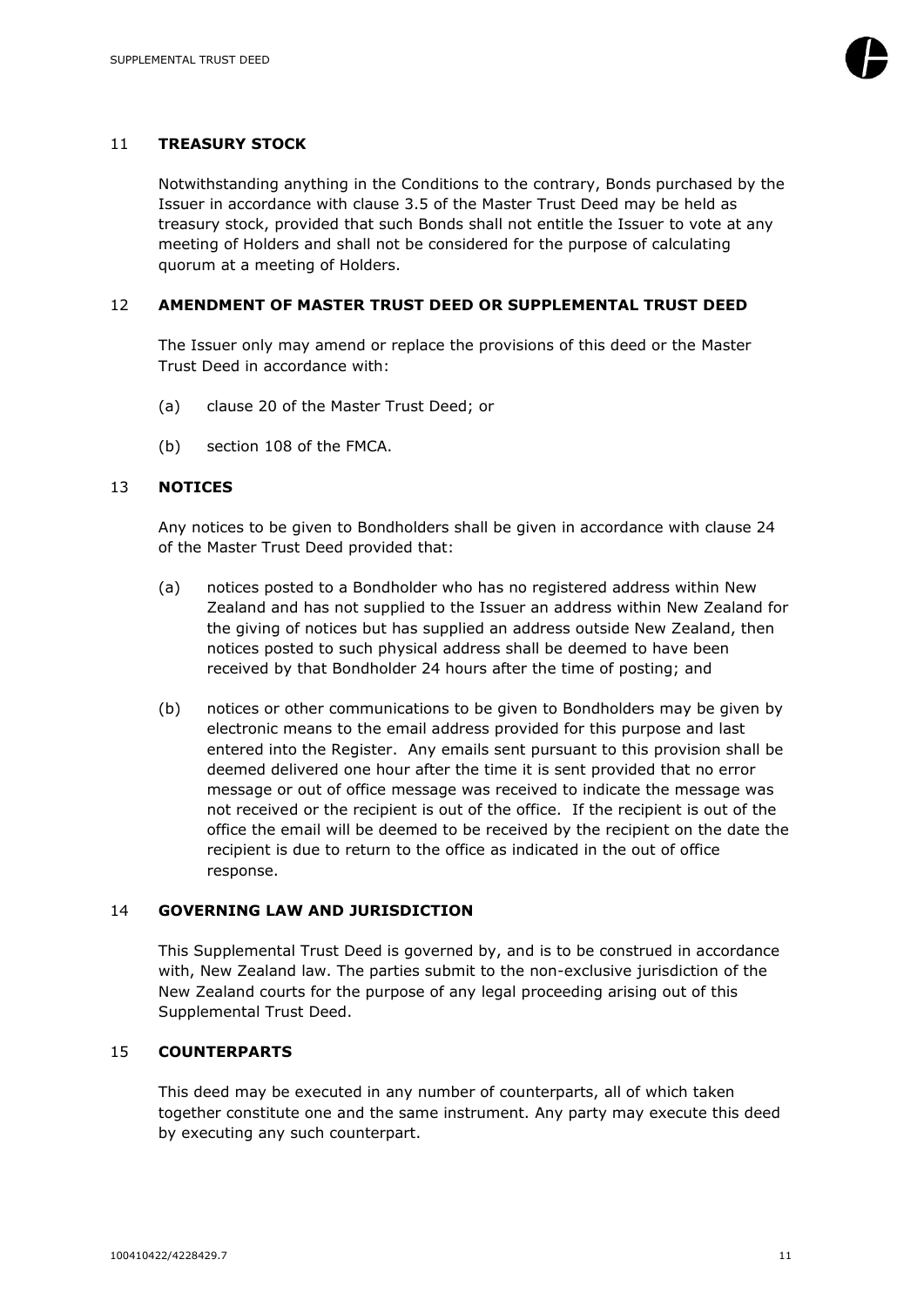## 11 **TREASURY STOCK**

Notwithstanding anything in the Conditions to the contrary, Bonds purchased by the Issuer in accordance with clause 3.5 of the Master Trust Deed may be held as treasury stock, provided that such Bonds shall not entitle the Issuer to vote at any meeting of Holders and shall not be considered for the purpose of calculating quorum at a meeting of Holders.

## 12 **AMENDMENT OF MASTER TRUST DEED OR SUPPLEMENTAL TRUST DEED**

The Issuer only may amend or replace the provisions of this deed or the Master Trust Deed in accordance with:

(a) clause 20 of the Master Trust Deed; or

(b) section 108 of the FMCA.

## 13 **NOTICES**

Any notices to be given to Bondholders shall be given in accordance with clause 24 of the Master Trust Deed provided that:

(a) notices posted to a Bondholder who has no registered address within New Zealand and has not supplied to the Issuer an address within New Zealand for the giving of notices but has supplied an address outside New Zealand, then notices posted to such physical address shall be deemed to have been received by that Bondholder 24 hours after the time of posting; and

(b) notices or other communications to be given to Bondholders may be given by electronic means to the email address provided for this purpose and last entered into the Register. Any emails sent pursuant to this provision shall be deemed delivered one hour after the time it is sent provided that no error message or out of office message was received to indicate the message was not received or the recipient is out of the office. If the recipient is out of the office the email will be deemed to be received by the recipient on the date the recipient is due to return to the office as indicated in the out of office response.

## 14 **GOVERNING LAW AND JURISDICTION**

This Supplemental Trust Deed is governed by, and is to be construed in accordance with, New Zealand law. The parties submit to the non-exclusive jurisdiction of the New Zealand courts for the purpose of any legal proceeding arising out of this Supplemental Trust Deed.

## 15 **COUNTERPARTS**

This deed may be executed in any number of counterparts, all of which taken together constitute one and the same instrument. Any party may execute this deed by executing any such counterpart.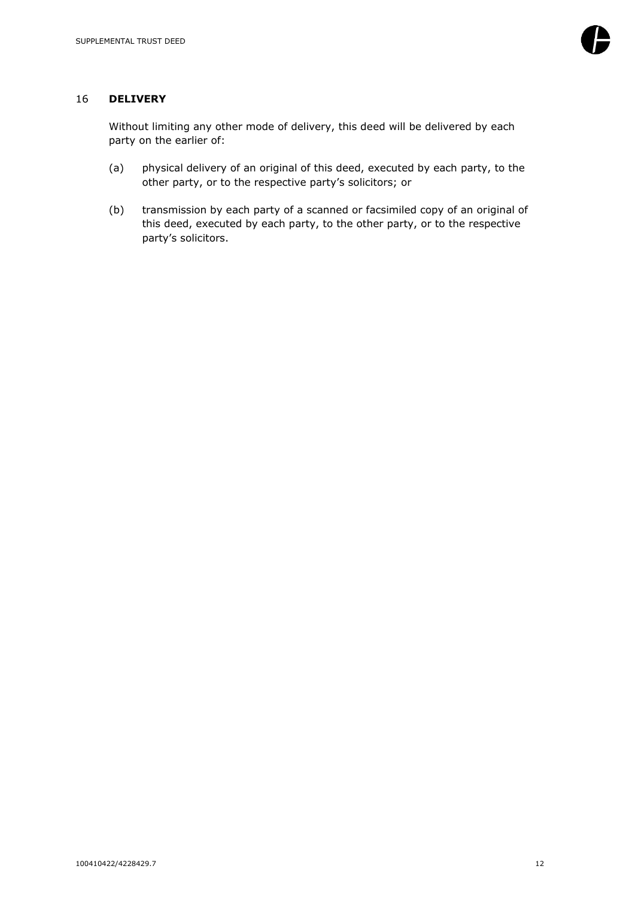## 16 DELIVERY

Without limiting any other mode of delivery, this deed will be delivered by each party on the earlier of:

(a) physical delivery of an original of this deed, executed by each party, to the other party, or to the respective party's solicitors; or

(b) transmission by each party of a scanned or facsimiled copy of an original of this deed, executed by each party, to the other party, or to the respective party's solicitors.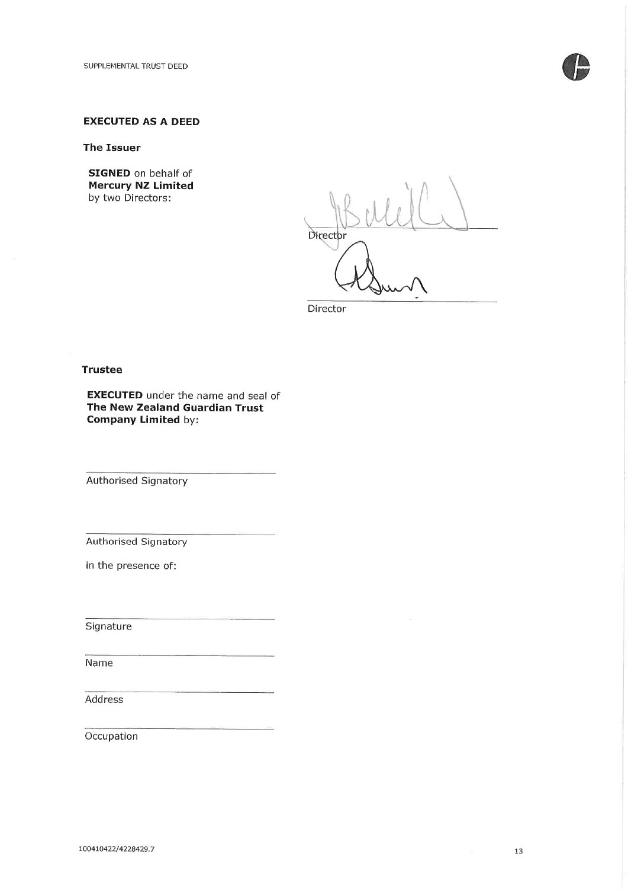**EXECUTED AS A DEED**

**The Issuer**

**SIGNED** on behalf of **Mercury NZ Limited** by two Directors:

\_\_\_\_\_\_\_\_\_\_\_\_\_\_\_\_\_\_\_\_\_\_\_\_\_\_\_\_\_\_
Director

\_\_\_\_\_\_\_\_\_\_\_\_\_\_\_\_\_\_\_\_\_\_\_\_\_\_\_\_\_\_
Director

**Trustee**

**EXECUTED** under the name and seal of **The New Zealand Guardian Trust Company Limited** by:

\_\_\_\_\_\_\_\_\_\_\_\_\_\_\_\_\_\_\_\_\_\_\_\_\_\_\_\_\_\_
Authorised Signatory

\_\_\_\_\_\_\_\_\_\_\_\_\_\_\_\_\_\_\_\_\_\_\_\_\_\_\_\_\_\_
Authorised Signatory

in the presence of:

\_\_\_\_\_\_\_\_\_\_\_\_\_\_\_\_\_\_\_\_\_\_\_\_\_\_\_\_\_\_
Signature

\_\_\_\_\_\_\_\_\_\_\_\_\_\_\_\_\_\_\_\_\_\_\_\_\_\_\_\_\_\_
Name

\_\_\_\_\_\_\_\_\_\_\_\_\_\_\_\_\_\_\_\_\_\_\_\_\_\_\_\_\_\_
Address

\_\_\_\_\_\_\_\_\_\_\_\_\_\_\_\_\_\_\_\_\_\_\_\_\_\_\_\_\_\_
Occupation

100410422/4228429.7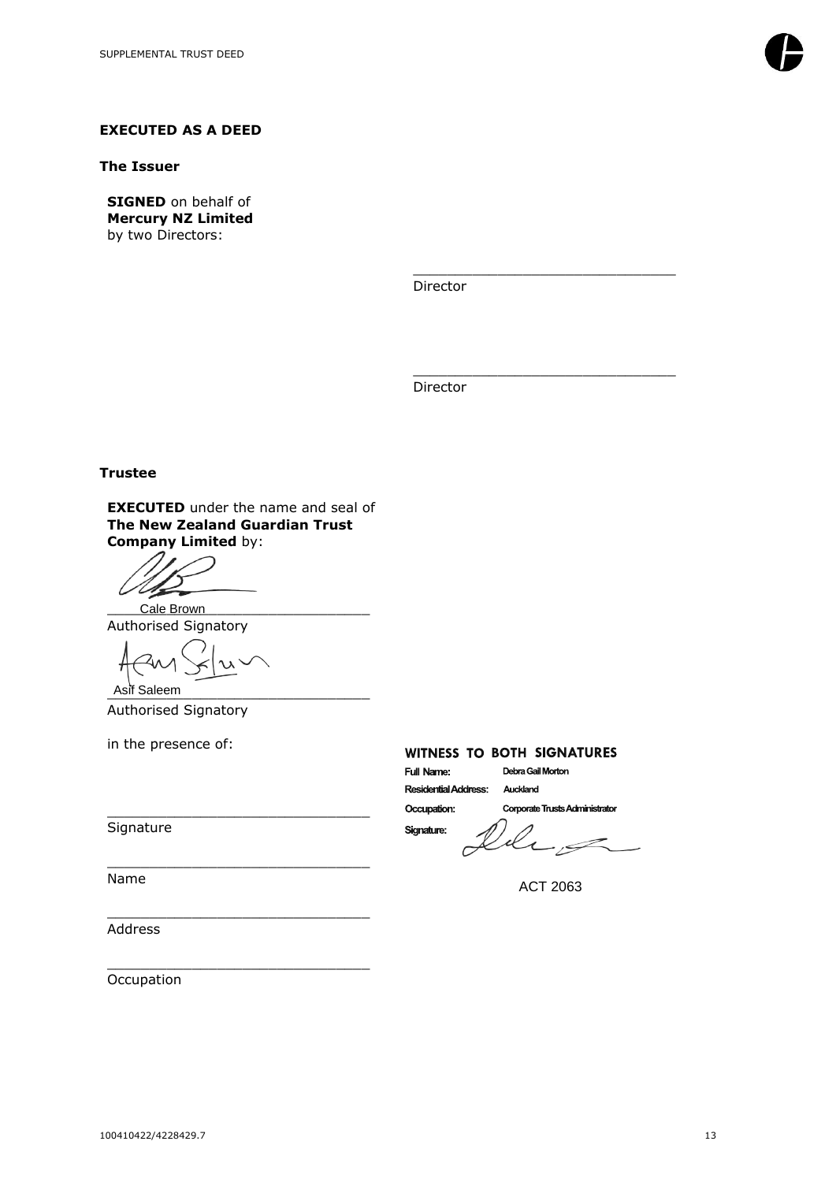**EXECUTED AS A DEED**

**The Issuer**

**SIGNED** on behalf of
**Mercury NZ Limited**
by two Directors:

\_\_\_\_\_\_\_\_\_\_\_\_\_\_\_\_\_\_\_\_\_\_\_\_\_\_\_\_\_\_
Director

\_\_\_\_\_\_\_\_\_\_\_\_\_\_\_\_\_\_\_\_\_\_\_\_\_\_\_\_\_\_
Director

**Trustee**

**EXECUTED** under the name and seal of
**The New Zealand Guardian Trust Company Limited** by:

Cale Brown
Authorised Signatory

Asif Saleem
Authorised Signatory

in the presence of:

\_\_\_\_\_\_\_\_\_\_\_\_\_\_\_\_\_\_\_\_\_\_\_\_\_\_\_\_\_\_
Signature

\_\_\_\_\_\_\_\_\_\_\_\_\_\_\_\_\_\_\_\_\_\_\_\_\_\_\_\_\_\_
Name

\_\_\_\_\_\_\_\_\_\_\_\_\_\_\_\_\_\_\_\_\_\_\_\_\_\_\_\_\_\_
Address

\_\_\_\_\_\_\_\_\_\_\_\_\_\_\_\_\_\_\_\_\_\_\_\_\_\_\_\_\_\_
Occupation

**WITNESS TO BOTH SIGNATURES**

**Full Name:** Debra Gail Morton

**Residential Address:** Auckland

**Occupation:** Corporate Trusts Administrator

**Signature:**

ACT 2063